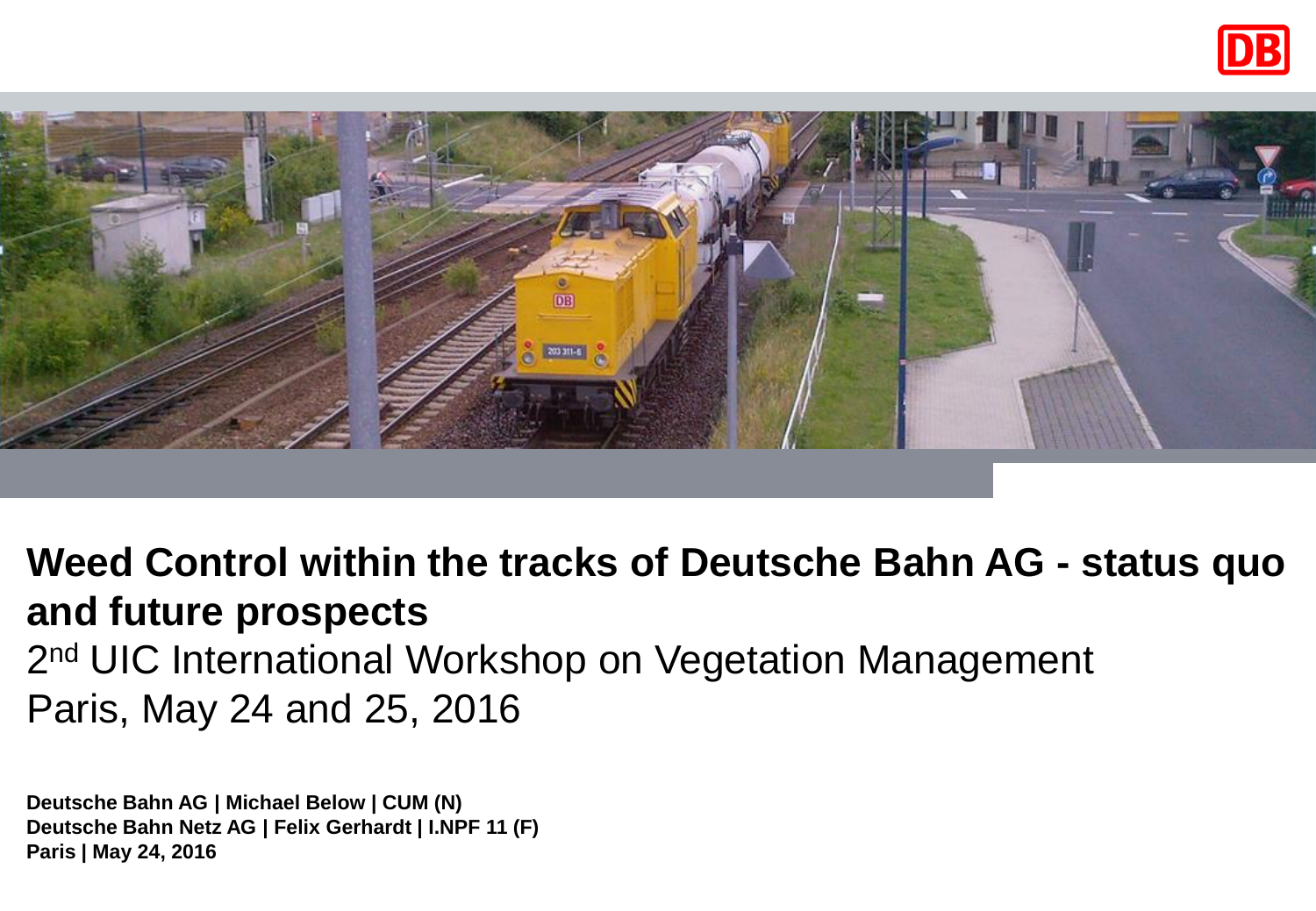# Weed Control within the tracks of Deutsche Bahn AG - status quo and future prospects

2nd UIC International Workshop on Vegetation Management

Paris, May 24 and 25, 2016

**Deutsche Bahn AG | Michael Below | CUM (N)**
**Deutsche Bahn Netz AG | Felix Gerhardt | I.NPF 11 (F)**
**Paris | May 24, 2016**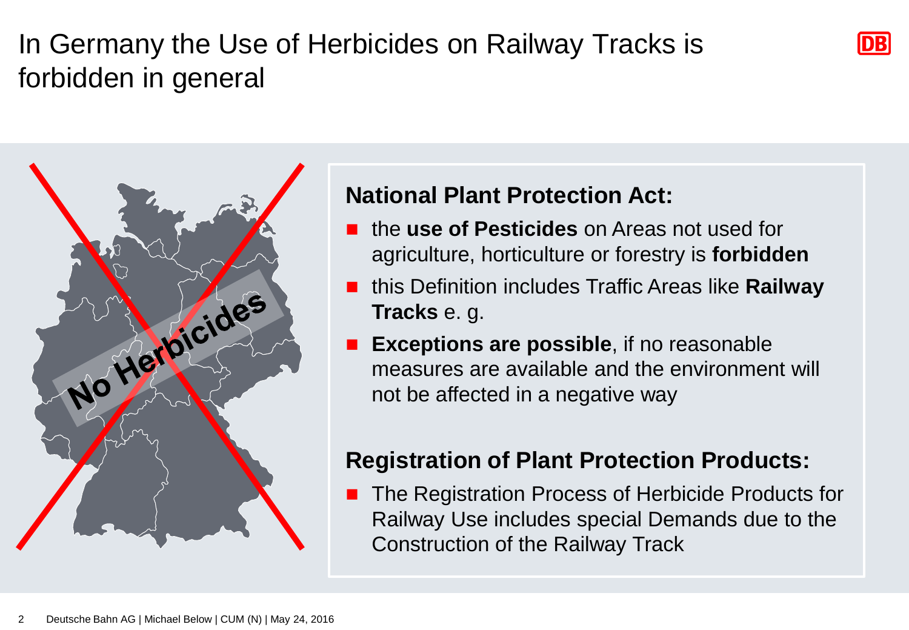# In Germany the Use of Herbicides on Railway Tracks is forbidden in general

No Herbicides

**National Plant Protection Act:**

- the **use of Pesticides** on Areas not used for agriculture, horticulture or forestry is **forbidden**
- this Definition includes Traffic Areas like **Railway Tracks** e. g.
- **Exceptions are possible**, if no reasonable measures are available and the environment will not be affected in a negative way

**Registration of Plant Protection Products:**

- The Registration Process of Herbicide Products for Railway Use includes special Demands due to the Construction of the Railway Track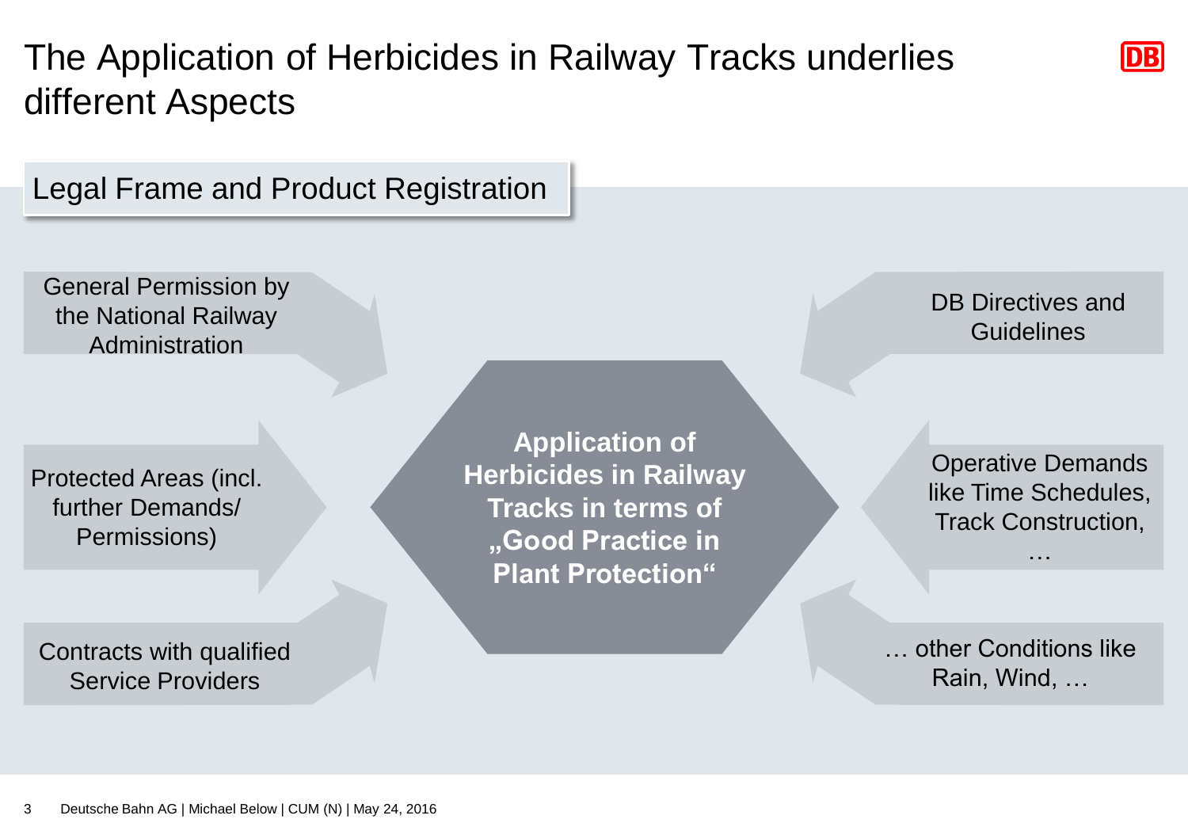# The Application of Herbicides in Railway Tracks underlies different Aspects

## Legal Frame and Product Registration

**Application of Herbicides in Railway Tracks in terms of „Good Practice in Plant Protection“**

- General Permission by the National Railway Administration
- Protected Areas (incl. further Demands/ Permissions)
- Contracts with qualified Service Providers
- DB Directives and Guidelines
- Operative Demands like Time Schedules, Track Construction, …
- … other Conditions like Rain, Wind, …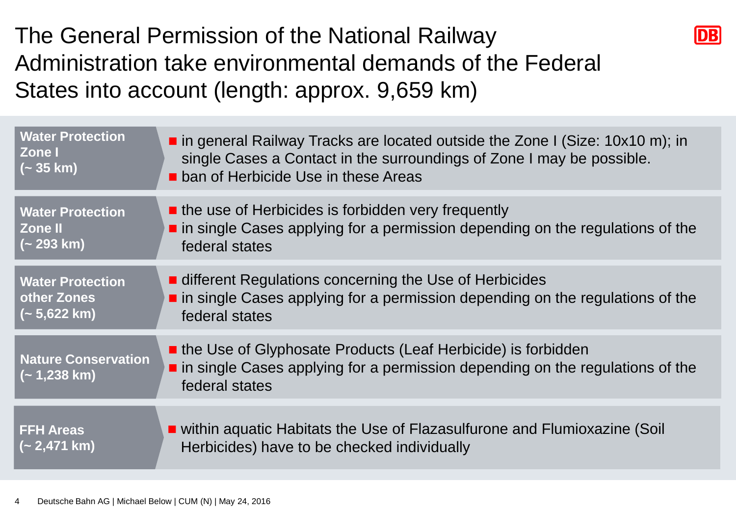# The General Permission of the National Railway Administration take environmental demands of the Federal States into account (length: approx. 9,659 km)

| Area | Regulations |
| --- | --- |
| **Water Protection Zone I (~ 35 km)** | ■ in general Railway Tracks are located outside the Zone I (Size: 10x10 m); in single Cases a Contact in the surroundings of Zone I may be possible.<br>■ ban of Herbicide Use in these Areas |
| **Water Protection Zone II (~ 293 km)** | ■ the use of Herbicides is forbidden very frequently<br>■ in single Cases applying for a permission depending on the regulations of the federal states |
| **Water Protection other Zones (~ 5,622 km)** | ■ different Regulations concerning the Use of Herbicides<br>■ in single Cases applying for a permission depending on the regulations of the federal states |
| **Nature Conservation (~ 1,238 km)** | ■ the Use of Glyphosate Products (Leaf Herbicide) is forbidden<br>■ in single Cases applying for a permission depending on the regulations of the federal states |
| **FFH Areas (~ 2,471 km)** | ■ within aquatic Habitats the Use of Flazasulfurone and Flumioxazine (Soil Herbicides) have to be checked individually |

Deutsche Bahn AG | Michael Below | CUM (N) | May 24, 2016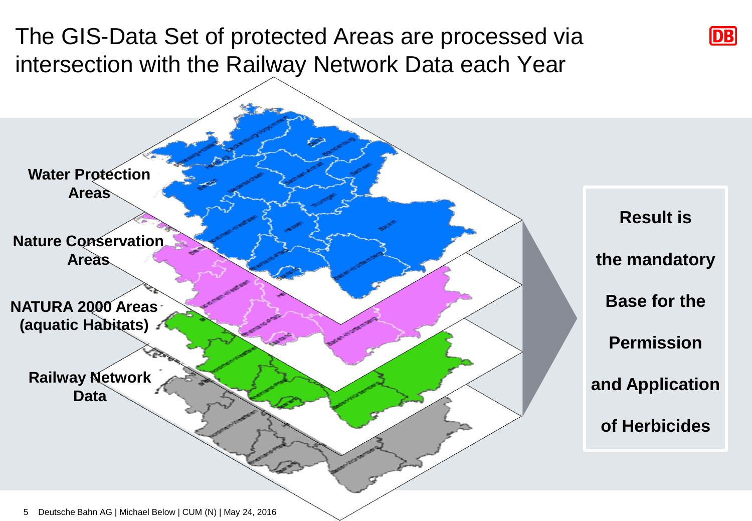# The GIS-Data Set of protected Areas are processed via intersection with the Railway Network Data each Year

**Water Protection Areas**

**Nature Conservation Areas**

**NATURA 2000 Areas (aquatic Habitats)**

**Railway Network Data**

**Result is the mandatory Base for the Permission and Application of Herbicides**

Deutsche Bahn AG | Michael Below | CUM (N) | May 24, 2016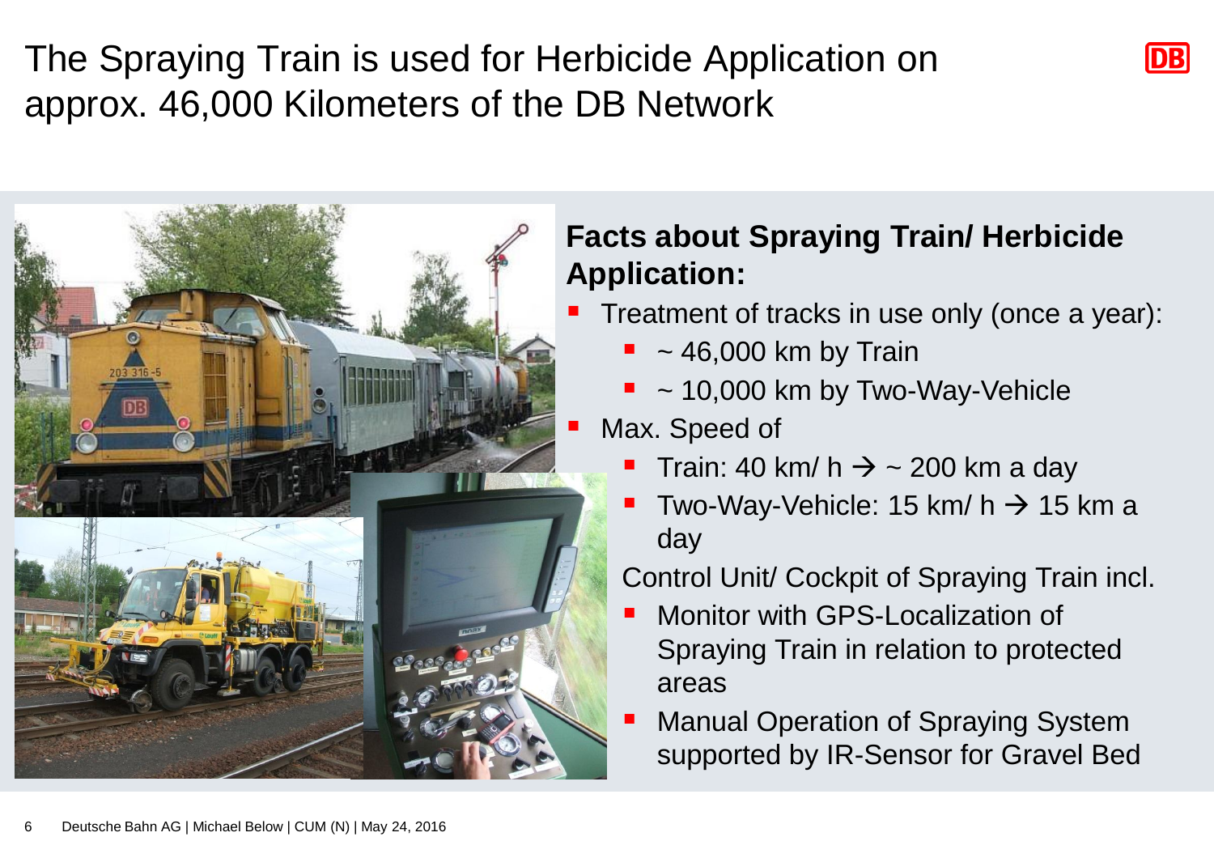# The Spraying Train is used for Herbicide Application on approx. 46,000 Kilometers of the DB Network

**Facts about Spraying Train/ Herbicide Application:**

- Treatment of tracks in use only (once a year):
  - ~ 46,000 km by Train
  - ~ 10,000 km by Two-Way-Vehicle
- Max. Speed of
  - Train: 40 km/ h → ~ 200 km a day
  - Two-Way-Vehicle: 15 km/ h → 15 km a day

Control Unit/ Cockpit of Spraying Train incl.

- Monitor with GPS-Localization of Spraying Train in relation to protected areas
- Manual Operation of Spraying System supported by IR-Sensor for Gravel Bed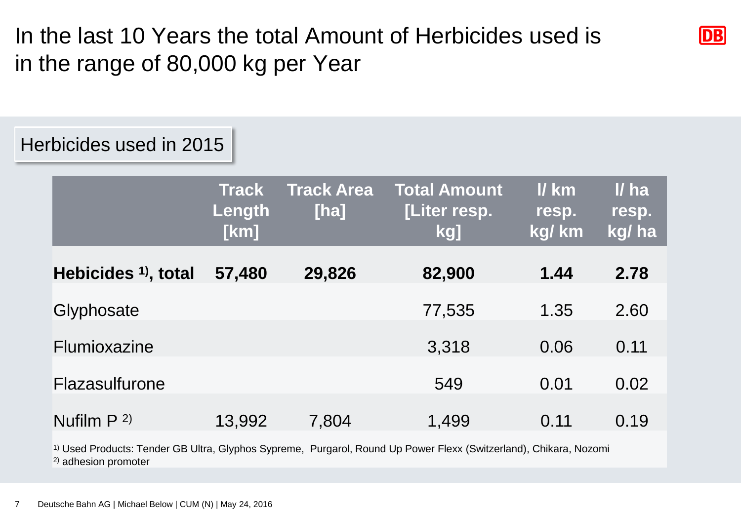# In the last 10 Years the total Amount of Herbicides used is in the range of 80,000 kg per Year

## Herbicides used in 2015

| | Track Length [km] | Track Area [ha] | Total Amount [Liter resp. kg] | l/ km resp. kg/ km | l/ ha resp. kg/ ha |
|---|---|---|---|---|---|
| **Hebicides [1], total** | **57,480** | **29,826** | **82,900** | **1.44** | **2.78** |
| Glyphosate | | | 77,535 | 1.35 | 2.60 |
| Flumioxazine | | | 3,318 | 0.06 | 0.11 |
| Flazasulfurone | | | 549 | 0.01 | 0.02 |
| Nufilm P [2] | 13,992 | 7,804 | 1,499 | 0.11 | 0.19 |

[1] Used Products: Tender GB Ultra, Glyphos Sypreme, Purgarol, Round Up Power Flexx (Switzerland), Chikara, Nozomi
[2] adhesion promoter

Deutsche Bahn AG | Michael Below | CUM (N) | May 24, 2016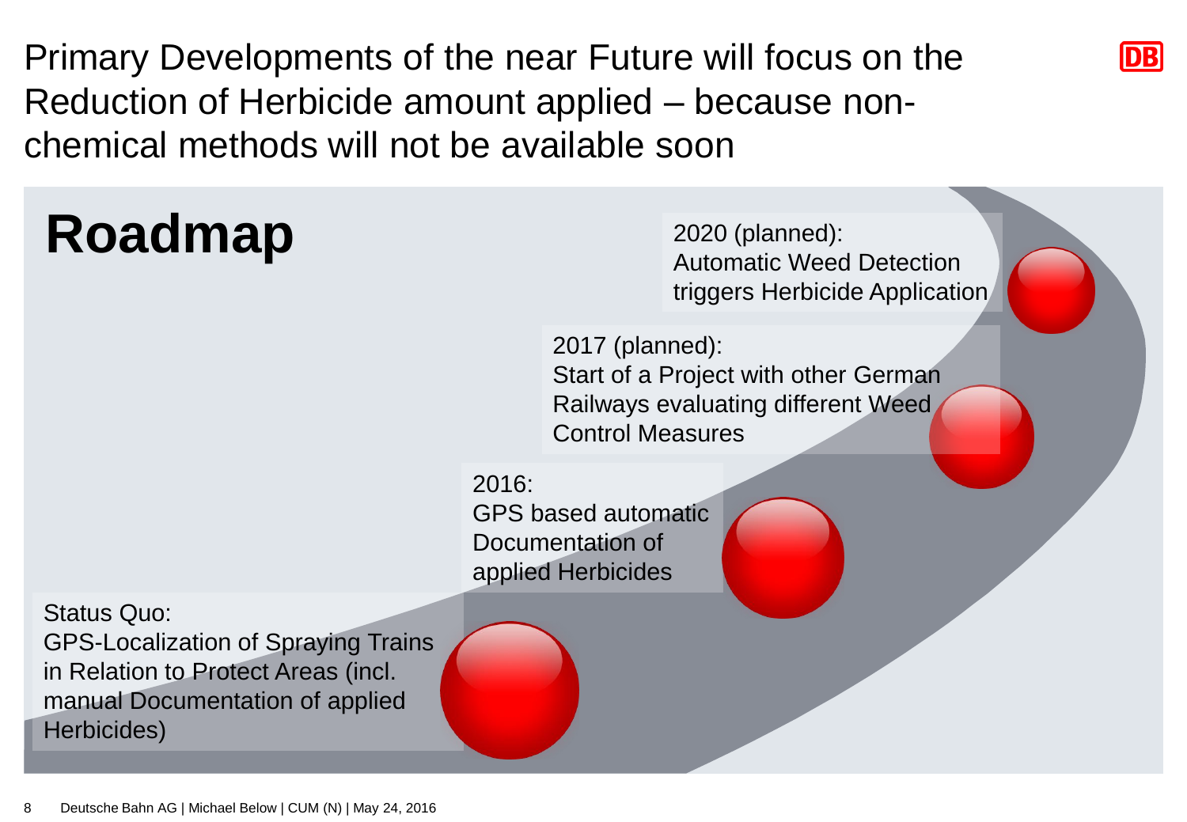# Primary Developments of the near Future will focus on the Reduction of Herbicide amount applied – because non-chemical methods will not be available soon

## Roadmap

**Status Quo:**
GPS-Localization of Spraying Trains in Relation to Protect Areas (incl. manual Documentation of applied Herbicides)

**2016:**
GPS based automatic Documentation of applied Herbicides

**2017 (planned):**
Start of a Project with other German Railways evaluating different Weed Control Measures

**2020 (planned):**
Automatic Weed Detection triggers Herbicide Application

Deutsche Bahn AG | Michael Below | CUM (N) | May 24, 2016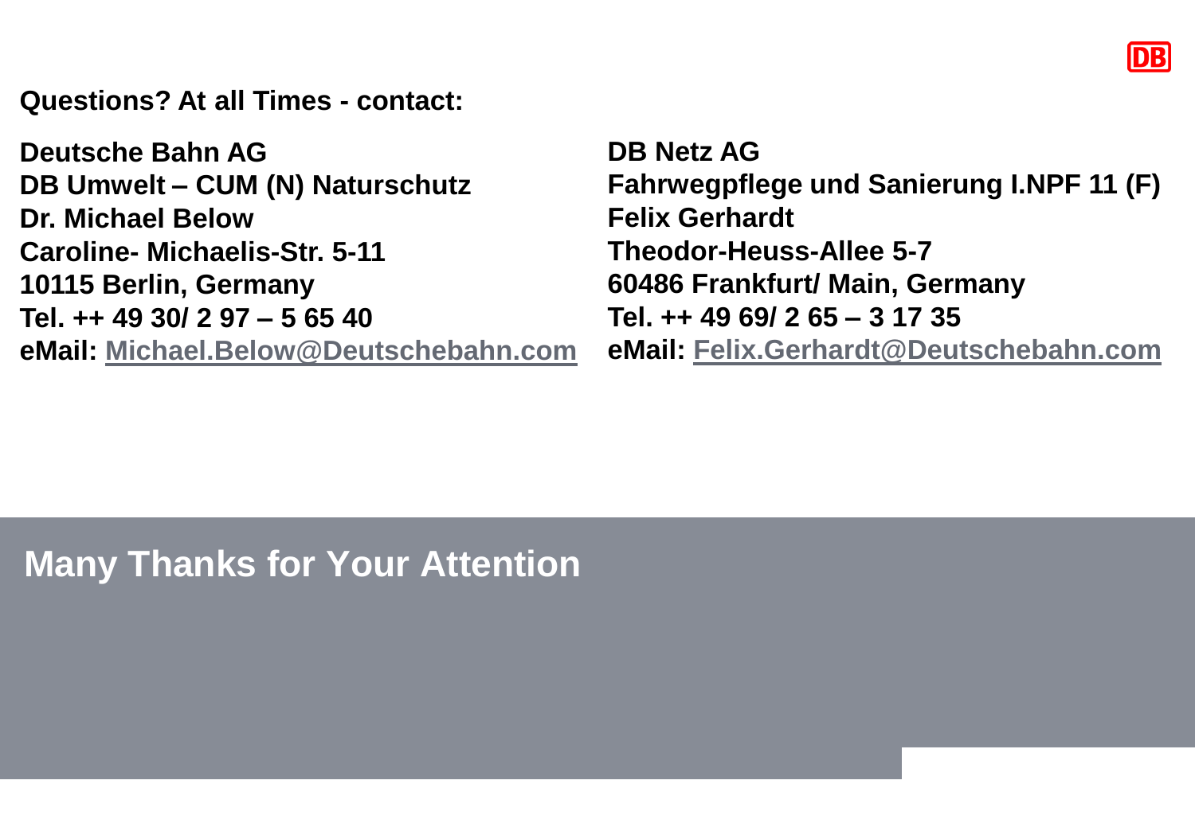**Questions? At all Times - contact:**

**Deutsche Bahn AG**
**DB Umwelt – CUM (N) Naturschutz**
**Dr. Michael Below**
**Caroline- Michaelis-Str. 5-11**
**10115 Berlin, Germany**
**Tel. ++ 49 30/ 2 97 – 5 65 40**
**eMail: Michael.Below@Deutschebahn.com**

**DB Netz AG**
**Fahrwegpflege und Sanierung I.NPF 11 (F)**
**Felix Gerhardt**
**Theodor-Heuss-Allee 5-7**
**60486 Frankfurt/ Main, Germany**
**Tel. ++ 49 69/ 2 65 – 3 17 35**
**eMail: Felix.Gerhardt@Deutschebahn.com**

## Many Thanks for Your Attention